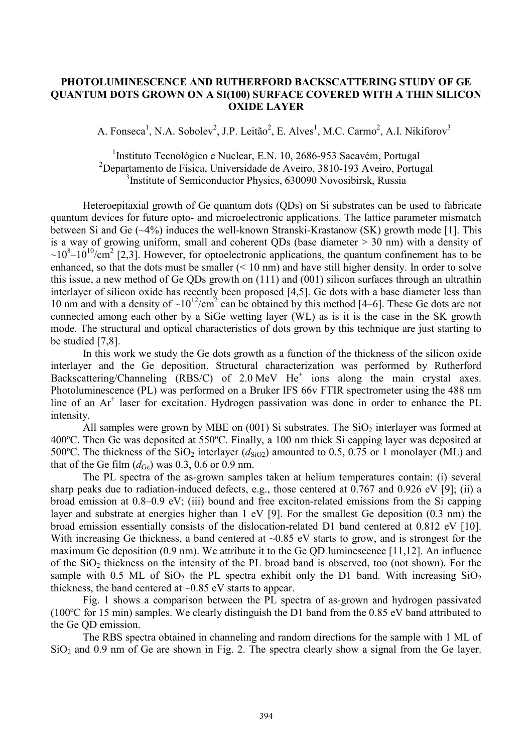# PHOTOLUMINESCENCE AND RUTHERFORD BACKSCATTERING STUDY OF GE QUANTUM DOTS GROWN ON A SI(100) SURFACE COVERED WITH A THIN SILICON OXIDE LAYER

A. Fonseca[1], N.A. Sobolev[2], J.P. Leitão[2], E. Alves[1], M.C. Carmo[2], A.I. Nikiforov[3]

[1]Instituto Tecnológico e Nuclear, E.N. 10, 2686-953 Sacavém, Portugal
[2]Departamento de Física, Universidade de Aveiro, 3810-193 Aveiro, Portugal
[3]Institute of Semiconductor Physics, 630090 Novosibirsk, Russia

Heteroepitaxial growth of Ge quantum dots (QDs) on Si substrates can be used to fabricate quantum devices for future opto- and microelectronic applications. The lattice parameter mismatch between Si and Ge (~4%) induces the well-known Stranski-Krastanow (SK) growth mode [1]. This is a way of growing uniform, small and coherent QDs (base diameter > 30 nm) with a density of $\sim 10^8$–$10^{10}$/cm$^2$ [2,3]. However, for optoelectronic applications, the quantum confinement has to be enhanced, so that the dots must be smaller (< 10 nm) and have still higher density. In order to solve this issue, a new method of Ge QDs growth on (111) and (001) silicon surfaces through an ultrathin interlayer of silicon oxide has recently been proposed [4,5]. Ge dots with a base diameter less than 10 nm and with a density of $\sim 10^{12}$/cm$^2$ can be obtained by this method [4–6]. These Ge dots are not connected among each other by a SiGe wetting layer (WL) as is it is the case in the SK growth mode. The structural and optical characteristics of dots grown by this technique are just starting to be studied [7,8].

In this work we study the Ge dots growth as a function of the thickness of the silicon oxide interlayer and the Ge deposition. Structural characterization was performed by Rutherford Backscattering/Channeling (RBS/C) of 2.0 MeV $He^+$ ions along the main crystal axes. Photoluminescence (PL) was performed on a Bruker IFS 66v FTIR spectrometer using the 488 nm line of an $Ar^+$ laser for excitation. Hydrogen passivation was done in order to enhance the PL intensity.

All samples were grown by MBE on (001) Si substrates. The $SiO_2$ interlayer was formed at 400ºC. Then Ge was deposited at 550ºC. Finally, a 100 nm thick Si capping layer was deposited at 500ºC. The thickness of the $SiO_2$ interlayer ($d_{SiO2}$) amounted to 0.5, 0.75 or 1 monolayer (ML) and that of the Ge film ($d_{Ge}$) was 0.3, 0.6 or 0.9 nm.

The PL spectra of the as-grown samples taken at helium temperatures contain: (i) several sharp peaks due to radiation-induced defects, e.g., those centered at 0.767 and 0.926 eV [9]; (ii) a broad emission at 0.8–0.9 eV; (iii) bound and free exciton-related emissions from the Si capping layer and substrate at energies higher than 1 eV [9]. For the smallest Ge deposition (0.3 nm) the broad emission essentially consists of the dislocation-related D1 band centered at 0.812 eV [10]. With increasing Ge thickness, a band centered at ~0.85 eV starts to grow, and is strongest for the maximum Ge deposition (0.9 nm). We attribute it to the Ge QD luminescence [11,12]. An influence of the $SiO_2$ thickness on the intensity of the PL broad band is observed, too (not shown). For the sample with 0.5 ML of $SiO_2$ the PL spectra exhibit only the D1 band. With increasing $SiO_2$ thickness, the band centered at ~0.85 eV starts to appear.

Fig. 1 shows a comparison between the PL spectra of as-grown and hydrogen passivated (100ºC for 15 min) samples. We clearly distinguish the D1 band from the 0.85 eV band attributed to the Ge QD emission.

The RBS spectra obtained in channeling and random directions for the sample with 1 ML of $SiO_2$ and 0.9 nm of Ge are shown in Fig. 2. The spectra clearly show a signal from the Ge layer.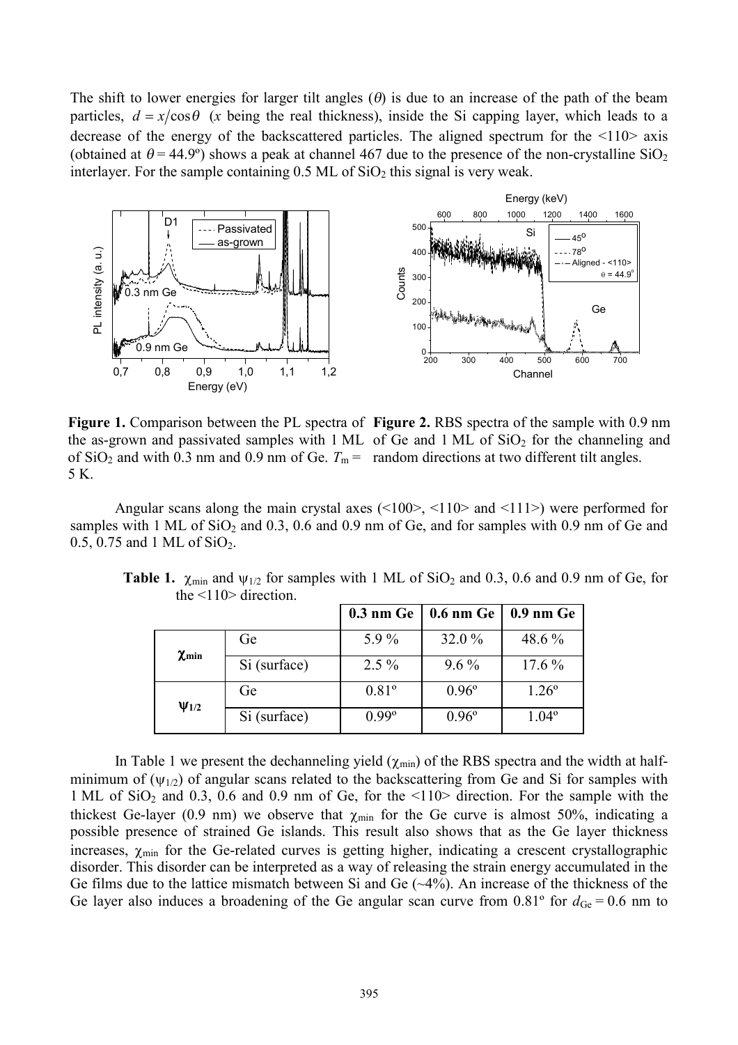The shift to lower energies for larger tilt angles ($\theta$) is due to an increase of the path of the beam particles, $d = x/\cos\theta$ ($x$ being the real thickness), inside the Si capping layer, which leads to a decrease of the energy of the backscattered particles. The aligned spectrum for the <110> axis (obtained at $\theta = 44.9$º) shows a peak at channel 467 due to the presence of the non-crystalline $SiO_2$ interlayer. For the sample containing 0.5 ML of $SiO_2$ this signal is very weak.

**Figure 1.** Comparison between the PL spectra of the as-grown and passivated samples with 1 ML of $SiO_2$ and with 0.3 nm and 0.9 nm of Ge. $T_m$ = 5 K.

**Figure 2.** RBS spectra of the sample with 0.9 nm of Ge and 1 ML of $SiO_2$ for the channeling and random directions at two different tilt angles.

Angular scans along the main crystal axes (<100>, <110> and <111>) were performed for samples with 1 ML of $SiO_2$ and 0.3, 0.6 and 0.9 nm of Ge, and for samples with 0.9 nm of Ge and 0.5, 0.75 and 1 ML of $SiO_2$.

**Table 1.** $\chi_{min}$ and $\psi_{1/2}$ for samples with 1 ML of $SiO_2$ and 0.3, 0.6 and 0.9 nm of Ge, for the <110> direction.

| | | **0.3 nm Ge** | **0.6 nm Ge** | **0.9 nm Ge** |
|---|---|---|---|---|
| $\chi_{min}$ | Ge | 5.9 % | 32.0 % | 48.6 % |
| | Si (surface) | 2.5 % | 9.6 % | 17.6 % |
| $\psi_{1/2}$ | Ge | 0.81º | 0.96º | 1.26º |
| | Si (surface) | 0.99º | 0.96º | 1.04º |

In Table 1 we present the dechanneling yield ($\chi_{min}$) of the RBS spectra and the width at half-minimum of ($\psi_{1/2}$) of angular scans related to the backscattering from Ge and Si for samples with 1 ML of $SiO_2$ and 0.3, 0.6 and 0.9 nm of Ge, for the <110> direction. For the sample with the thickest Ge-layer (0.9 nm) we observe that $\chi_{min}$ for the Ge curve is almost 50%, indicating a possible presence of strained Ge islands. This result also shows that as the Ge layer thickness increases, $\chi_{min}$ for the Ge-related curves is getting higher, indicating a crescent crystallographic disorder. This disorder can be interpreted as a way of releasing the strain energy accumulated in the Ge films due to the lattice mismatch between Si and Ge (~4%). An increase of the thickness of the Ge layer also induces a broadening of the Ge angular scan curve from 0.81º for $d_{Ge}$ = 0.6 nm to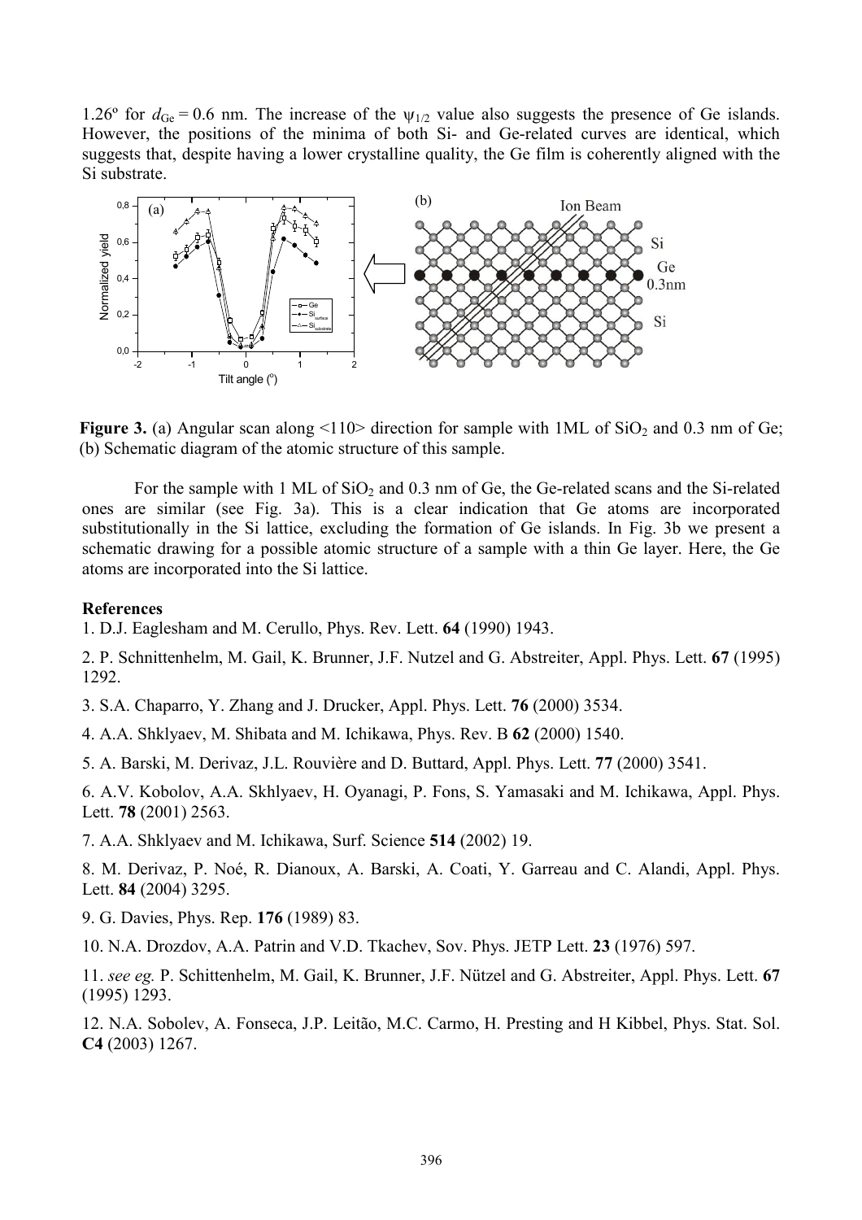1.26º for $d_{Ge}$ = 0.6 nm. The increase of the $\psi_{1/2}$ value also suggests the presence of Ge islands. However, the positions of the minima of both Si- and Ge-related curves are identical, which suggests that, despite having a lower crystalline quality, the Ge film is coherently aligned with the Si substrate.

(a)

Normalized yield

0,0
0,2
0,4
0,6
0,8

-2 -1 0 1 2

Tilt angle (°)

Ge
Si surface
Si substrate

(b)

Ion Beam

Si

Ge
0.3nm

Si

**Figure 3.** (a) Angular scan along <110> direction for sample with 1ML of $SiO_2$ and 0.3 nm of Ge; (b) Schematic diagram of the atomic structure of this sample.

For the sample with 1 ML of $SiO_2$ and 0.3 nm of Ge, the Ge-related scans and the Si-related ones are similar (see Fig. 3a). This is a clear indication that Ge atoms are incorporated substitutionally in the Si lattice, excluding the formation of Ge islands. In Fig. 3b we present a schematic drawing for a possible atomic structure of a sample with a thin Ge layer. Here, the Ge atoms are incorporated into the Si lattice.

**References**

1. D.J. Eaglesham and M. Cerullo, Phys. Rev. Lett. **64** (1990) 1943.

2. P. Schnittenhelm, M. Gail, K. Brunner, J.F. Nutzel and G. Abstreiter, Appl. Phys. Lett. **67** (1995) 1292.

3. S.A. Chaparro, Y. Zhang and J. Drucker, Appl. Phys. Lett. **76** (2000) 3534.

4. A.A. Shklyaev, M. Shibata and M. Ichikawa, Phys. Rev. B **62** (2000) 1540.

5. A. Barski, M. Derivaz, J.L. Rouvière and D. Buttard, Appl. Phys. Lett. **77** (2000) 3541.

6. A.V. Kobolov, A.A. Skhlyaev, H. Oyanagi, P. Fons, S. Yamasaki and M. Ichikawa, Appl. Phys. Lett. **78** (2001) 2563.

7. A.A. Shklyaev and M. Ichikawa, Surf. Science **514** (2002) 19.

8. M. Derivaz, P. Noé, R. Dianoux, A. Barski, A. Coati, Y. Garreau and C. Alandi, Appl. Phys. Lett. **84** (2004) 3295.

9. G. Davies, Phys. Rep. **176** (1989) 83.

10. N.A. Drozdov, A.A. Patrin and V.D. Tkachev, Sov. Phys. JETP Lett. **23** (1976) 597.

11. *see eg.* P. Schittenhelm, M. Gail, K. Brunner, J.F. Nützel and G. Abstreiter, Appl. Phys. Lett. **67** (1995) 1293.

12. N.A. Sobolev, A. Fonseca, J.P. Leitão, M.C. Carmo, H. Presting and H Kibbel, Phys. Stat. Sol. **C4** (2003) 1267.